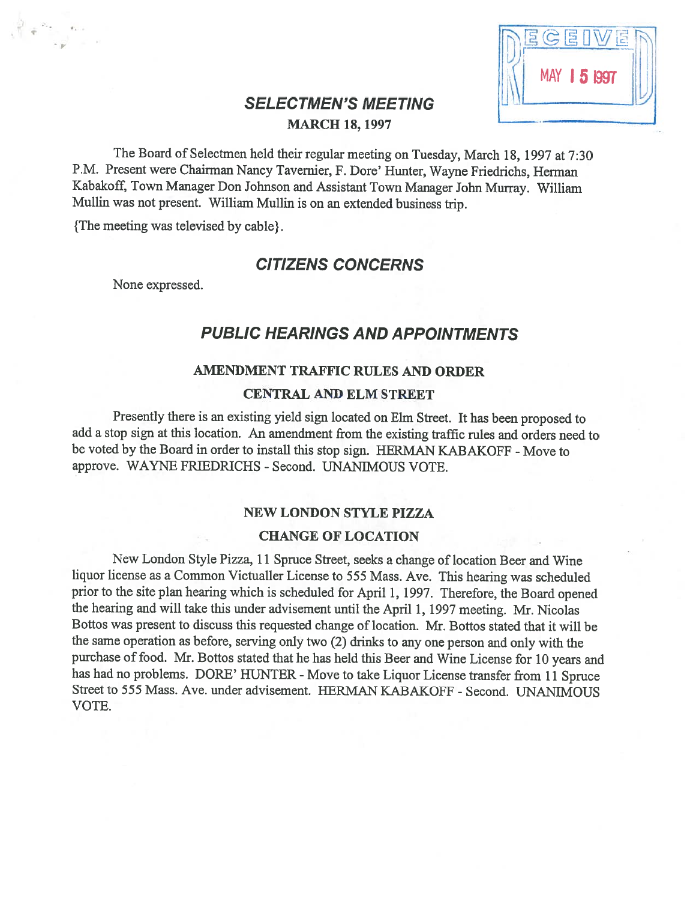RECEIVED MAY 15 1997

# *SELECTMEN'S MEETING*

**MARCH 18, 1997**

The Board of Selectmen held their regular meeting on Tuesday, March 18, 1997 at 7:30 P.M. Present were Chairman Nancy Tavernier, F. Dore' Hunter, Wayne Friedrichs, Herman Kabakoff, Town Manager Don Johnson and Assistant Town Manager John Murray. William Mullin was not present. William Mullin is on an extended business trip.

{The meeting was televised by cable}.

## *CITIZENS CONCERNS*

None expressed.

## *PUBLIC HEARINGS AND APPOINTMENTS*

### AMENDMENT TRAFFIC RULES AND ORDER
### CENTRAL AND ELM STREET

Presently there is an existing yield sign located on Elm Street. It has been proposed to add a stop sign at this location. An amendment from the existing traffic rules and orders need to be voted by the Board in order to install this stop sign. HERMAN KABAKOFF - Move to approve. WAYNE FRIEDRICHS - Second. UNANIMOUS VOTE.

### NEW LONDON STYLE PIZZA
### CHANGE OF LOCATION

New London Style Pizza, 11 Spruce Street, seeks a change of location Beer and Wine liquor license as a Common Victualler License to 555 Mass. Ave. This hearing was scheduled prior to the site plan hearing which is scheduled for April 1, 1997. Therefore, the Board opened the hearing and will take this under advisement until the April 1, 1997 meeting. Mr. Nicolas Bottos was present to discuss this requested change of location. Mr. Bottos stated that it will be the same operation as before, serving only two (2) drinks to any one person and only with the purchase of food. Mr. Bottos stated that he has held this Beer and Wine License for 10 years and has had no problems. DORE' HUNTER - Move to take Liquor License transfer from 11 Spruce Street to 555 Mass. Ave. under advisement. HERMAN KABAKOFF - Second. UNANIMOUS VOTE.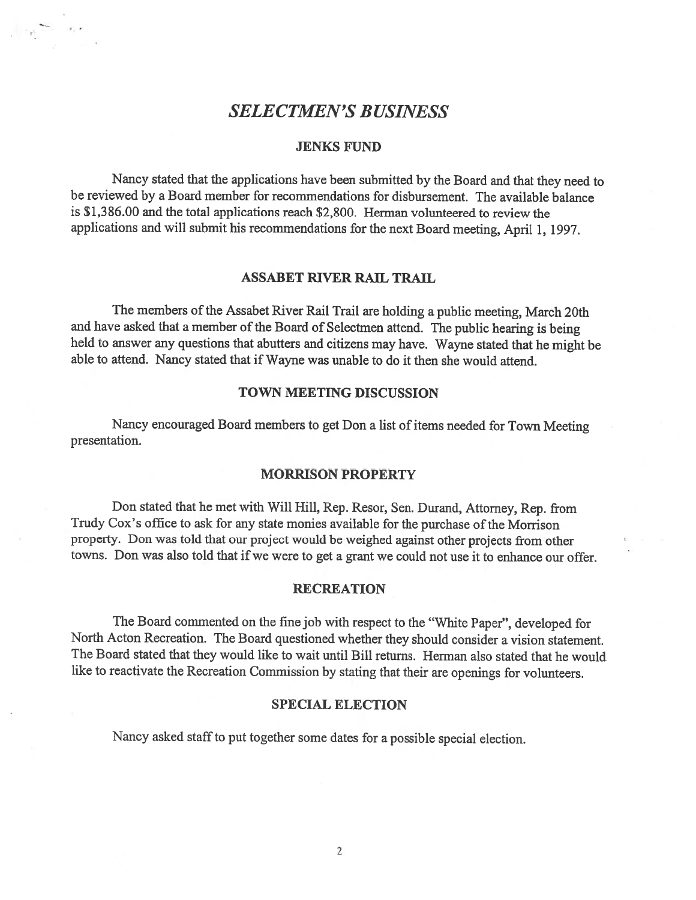# *SELECTMEN'S BUSINESS*

## JENKS FUND

Nancy stated that the applications have been submitted by the Board and that they need to be reviewed by a Board member for recommendations for disbursement. The available balance is $1,386.00 and the total applications reach $2,800. Herman volunteered to review the applications and will submit his recommendations for the next Board meeting, April 1, 1997.

## ASSABET RIVER RAIL TRAIL

The members of the Assabet River Rail Trail are holding a public meeting, March 20th and have asked that a member of the Board of Selectmen attend. The public hearing is being held to answer any questions that abutters and citizens may have. Wayne stated that he might be able to attend. Nancy stated that if Wayne was unable to do it then she would attend.

## TOWN MEETING DISCUSSION

Nancy encouraged Board members to get Don a list of items needed for Town Meeting presentation.

## MORRISON PROPERTY

Don stated that he met with Will Hill, Rep. Resor, Sen. Durand, Attorney, Rep. from Trudy Cox's office to ask for any state monies available for the purchase of the Morrison property. Don was told that our project would be weighed against other projects from other towns. Don was also told that if we were to get a grant we could not use it to enhance our offer.

## RECREATION

The Board commented on the fine job with respect to the "White Paper", developed for North Acton Recreation. The Board questioned whether they should consider a vision statement. The Board stated that they would like to wait until Bill returns. Herman also stated that he would like to reactivate the Recreation Commission by stating that their are openings for volunteers.

## SPECIAL ELECTION

Nancy asked staff to put together some dates for a possible special election.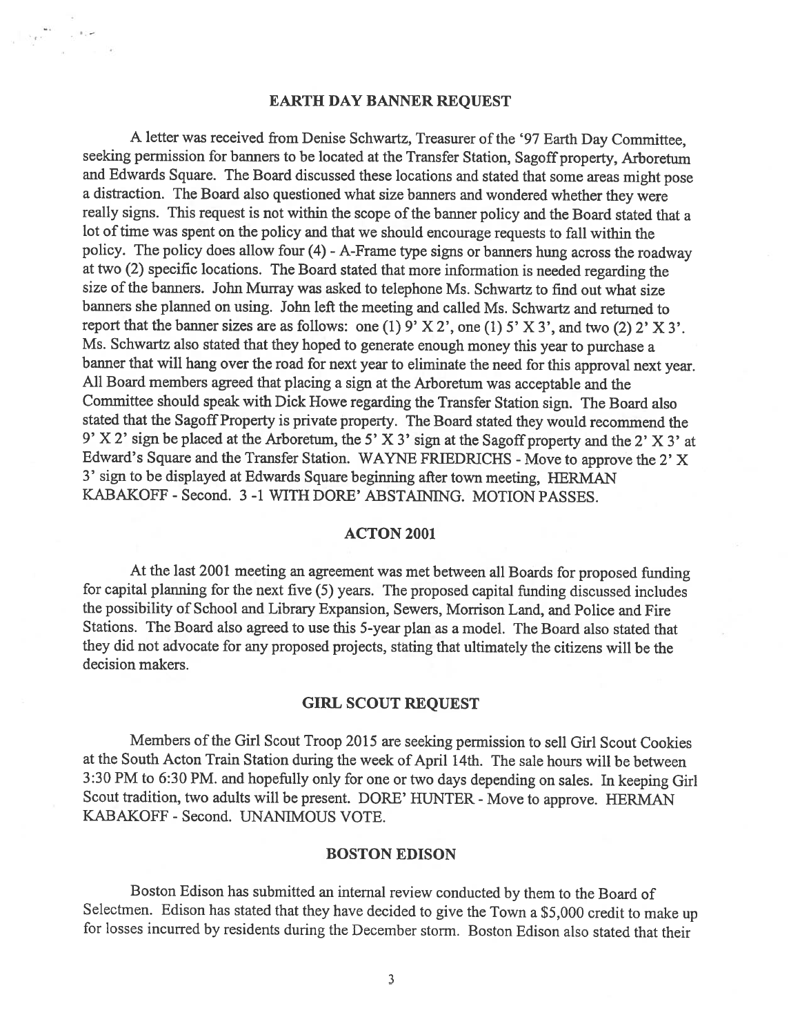## EARTH DAY BANNER REQUEST

A letter was received from Denise Schwartz, Treasurer of the '97 Earth Day Committee, seeking permission for banners to be located at the Transfer Station, Sagoff property, Arboretum and Edwards Square. The Board discussed these locations and stated that some areas might pose a distraction. The Board also questioned what size banners and wondered whether they were really signs. This request is not within the scope of the banner policy and the Board stated that a lot of time was spent on the policy and that we should encourage requests to fall within the policy. The policy does allow four (4) - A-Frame type signs or banners hung across the roadway at two (2) specific locations. The Board stated that more information is needed regarding the size of the banners. John Murray was asked to telephone Ms. Schwartz to find out what size banners she planned on using. John left the meeting and called Ms. Schwartz and returned to report that the banner sizes are as follows: one (1) 9' X 2', one (1) 5' X 3', and two (2) 2' X 3'. Ms. Schwartz also stated that they hoped to generate enough money this year to purchase a banner that will hang over the road for next year to eliminate the need for this approval next year. All Board members agreed that placing a sign at the Arboretum was acceptable and the Committee should speak with Dick Howe regarding the Transfer Station sign. The Board also stated that the Sagoff Property is private property. The Board stated they would recommend the 9' X 2' sign be placed at the Arboretum, the 5' X 3' sign at the Sagoff property and the 2' X 3' at Edward's Square and the Transfer Station. WAYNE FRIEDRICHS - Move to approve the 2' X 3' sign to be displayed at Edwards Square beginning after town meeting, HERMAN KABAKOFF - Second. 3 -1 WITH DORE' ABSTAINING. MOTION PASSES.

## ACTON 2001

At the last 2001 meeting an agreement was met between all Boards for proposed funding for capital planning for the next five (5) years. The proposed capital funding discussed includes the possibility of School and Library Expansion, Sewers, Morrison Land, and Police and Fire Stations. The Board also agreed to use this 5-year plan as a model. The Board also stated that they did not advocate for any proposed projects, stating that ultimately the citizens will be the decision makers.

## GIRL SCOUT REQUEST

Members of the Girl Scout Troop 2015 are seeking permission to sell Girl Scout Cookies at the South Acton Train Station during the week of April 14th. The sale hours will be between 3:30 PM to 6:30 PM. and hopefully only for one or two days depending on sales. In keeping Girl Scout tradition, two adults will be present. DORE' HUNTER - Move to approve. HERMAN KABAKOFF - Second. UNANIMOUS VOTE.

## BOSTON EDISON

Boston Edison has submitted an internal review conducted by them to the Board of Selectmen. Edison has stated that they have decided to give the Town a $5,000 credit to make up for losses incurred by residents during the December storm. Boston Edison also stated that their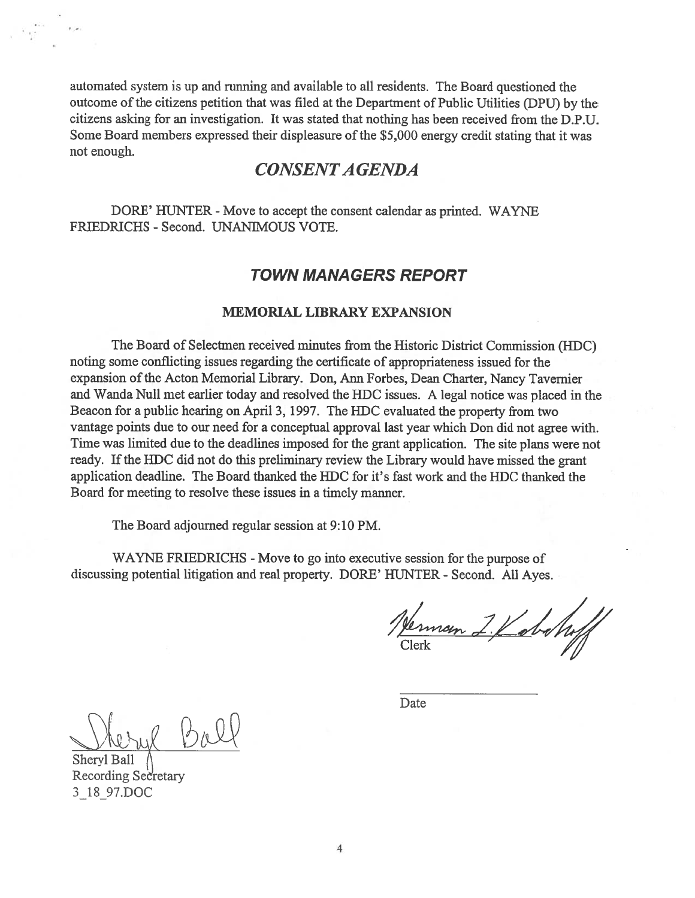automated system is up and running and available to all residents. The Board questioned the outcome of the citizens petition that was filed at the Department of Public Utilities (DPU) by the citizens asking for an investigation. It was stated that nothing has been received from the D.P.U. Some Board members expressed their displeasure of the $5,000 energy credit stating that it was not enough.

## *CONSENT AGENDA*

DORE' HUNTER - Move to accept the consent calendar as printed. WAYNE FRIEDRICHS - Second. UNANIMOUS VOTE.

## ***TOWN MANAGERS REPORT***

### MEMORIAL LIBRARY EXPANSION

The Board of Selectmen received minutes from the Historic District Commission (HDC) noting some conflicting issues regarding the certificate of appropriateness issued for the expansion of the Acton Memorial Library. Don, Ann Forbes, Dean Charter, Nancy Tavernier and Wanda Null met earlier today and resolved the HDC issues. A legal notice was placed in the Beacon for a public hearing on April 3, 1997. The HDC evaluated the property from two vantage points due to our need for a conceptual approval last year which Don did not agree with. Time was limited due to the deadlines imposed for the grant application. The site plans were not ready. If the HDC did not do this preliminary review the Library would have missed the grant application deadline. The Board thanked the HDC for it's fast work and the HDC thanked the Board for meeting to resolve these issues in a timely manner.

The Board adjourned regular session at 9:10 PM.

WAYNE FRIEDRICHS - Move to go into executive session for the purpose of discussing potential litigation and real property. DORE' HUNTER - Second. All Ayes.

Herman J. Kabakoff
Clerk

Date

Sheryl Ball
Recording Secretary
3_18_97.DOC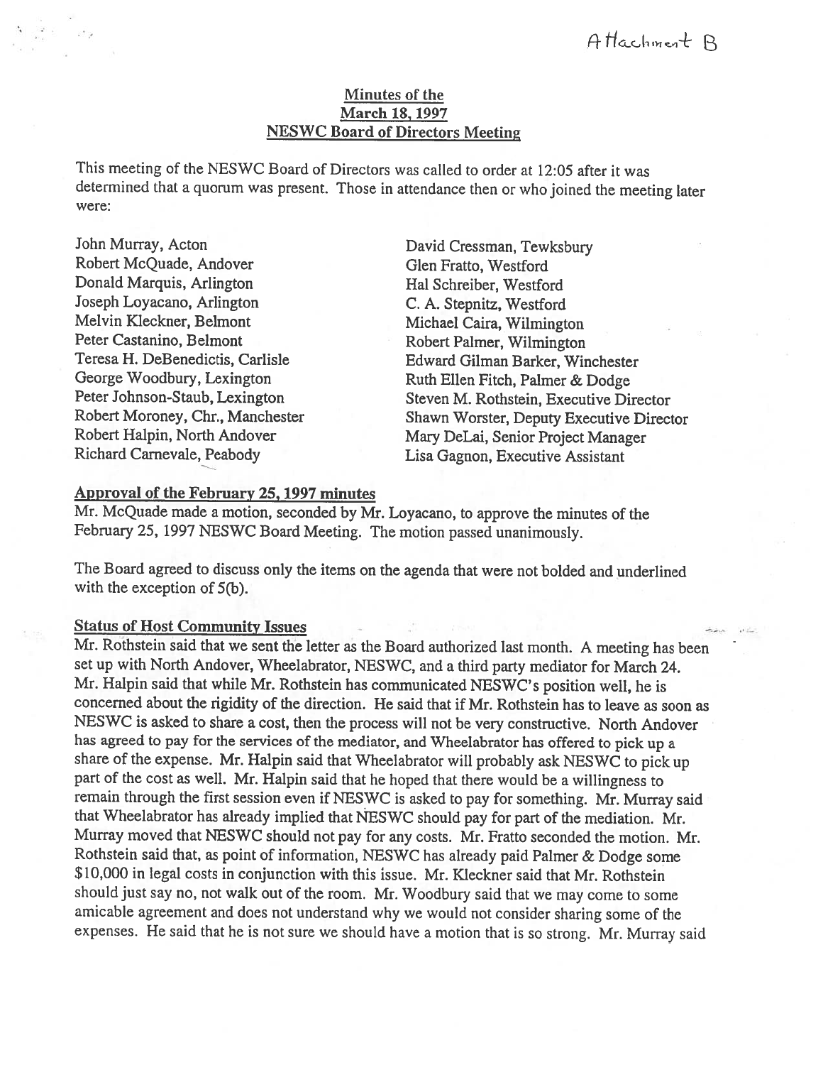Attachment B

## Minutes of the March 18, 1997 NESWC Board of Directors Meeting

This meeting of the NESWC Board of Directors was called to order at 12:05 after it was determined that a quorum was present. Those in attendance then or who joined the meeting later were:

John Murray, Acton
Robert McQuade, Andover
Donald Marquis, Arlington
Joseph Loyacano, Arlington
Melvin Kleckner, Belmont
Peter Castanino, Belmont
Teresa H. DeBenedictis, Carlisle
George Woodbury, Lexington
Peter Johnson-Staub, Lexington
Robert Moroney, Chr., Manchester
Robert Halpin, North Andover
Richard Carnevale, Peabody
David Cressman, Tewksbury
Glen Fratto, Westford
Hal Schreiber, Westford
C. A. Stepnitz, Westford
Michael Caira, Wilmington
Robert Palmer, Wilmington
Edward Gilman Barker, Winchester
Ruth Ellen Fitch, Palmer & Dodge
Steven M. Rothstein, Executive Director
Shawn Worster, Deputy Executive Director
Mary DeLai, Senior Project Manager
Lisa Gagnon, Executive Assistant

### Approval of the February 25, 1997 minutes

Mr. McQuade made a motion, seconded by Mr. Loyacano, to approve the minutes of the February 25, 1997 NESWC Board Meeting. The motion passed unanimously.

The Board agreed to discuss only the items on the agenda that were not bolded and underlined with the exception of 5(b).

### Status of Host Community Issues

Mr. Rothstein said that we sent the letter as the Board authorized last month. A meeting has been set up with North Andover, Wheelabrator, NESWC, and a third party mediator for March 24. Mr. Halpin said that while Mr. Rothstein has communicated NESWC's position well, he is concerned about the rigidity of the direction. He said that if Mr. Rothstein has to leave as soon as NESWC is asked to share a cost, then the process will not be very constructive. North Andover has agreed to pay for the services of the mediator, and Wheelabrator has offered to pick up a share of the expense. Mr. Halpin said that Wheelabrator will probably ask NESWC to pick up part of the cost as well. Mr. Halpin said that he hoped that there would be a willingness to remain through the first session even if NESWC is asked to pay for something. Mr. Murray said that Wheelabrator has already implied that NESWC should pay for part of the mediation. Mr. Murray moved that NESWC should not pay for any costs. Mr. Fratto seconded the motion. Mr. Rothstein said that, as point of information, NESWC has already paid Palmer & Dodge some $10,000 in legal costs in conjunction with this issue. Mr. Kleckner said that Mr. Rothstein should just say no, not walk out of the room. Mr. Woodbury said that we may come to some amicable agreement and does not understand why we would not consider sharing some of the expenses. He said that he is not sure we should have a motion that is so strong. Mr. Murray said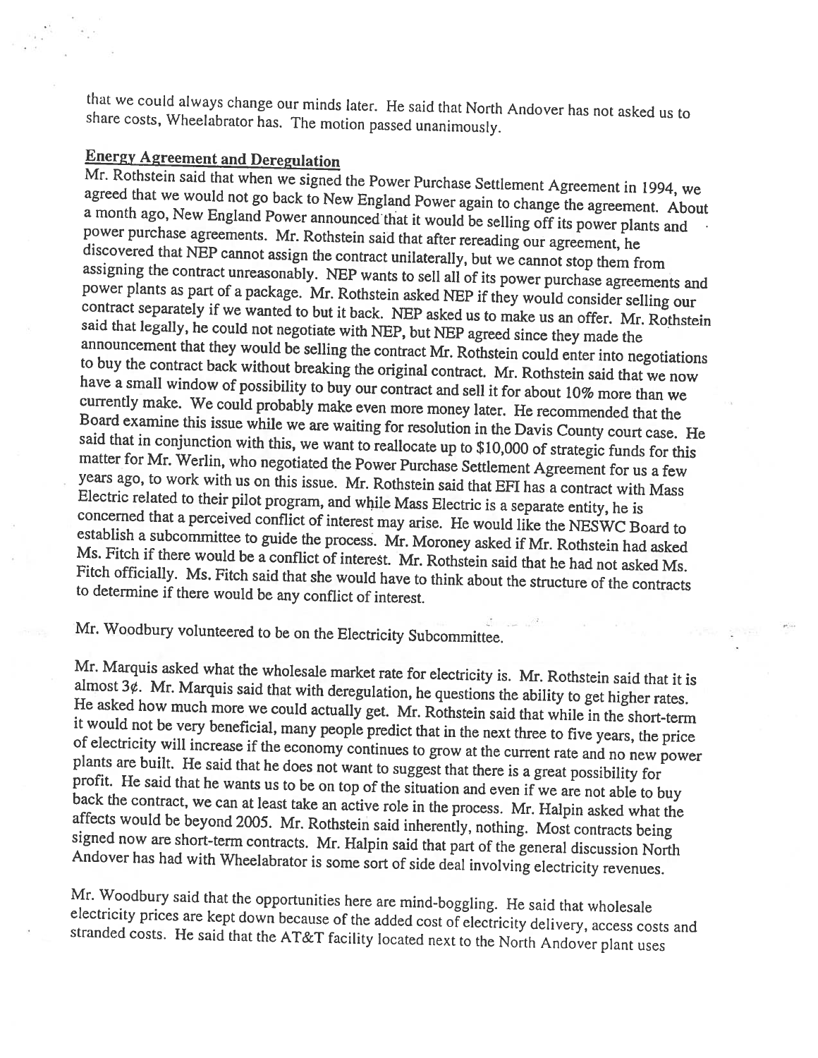that we could always change our minds later. He said that North Andover has not asked us to share costs, Wheelabrator has. The motion passed unanimously.

**Energy Agreement and Deregulation**

Mr. Rothstein said that when we signed the Power Purchase Settlement Agreement in 1994, we agreed that we would not go back to New England Power again to change the agreement. About a month ago, New England Power announced that it would be selling off its power plants and power purchase agreements. Mr. Rothstein said that after rereading our agreement, he discovered that NEP cannot assign the contract unilaterally, but we cannot stop them from assigning the contract unreasonably. NEP wants to sell all of its power purchase agreements and power plants as part of a package. Mr. Rothstein asked NEP if they would consider selling our contract separately if we wanted to but it back. NEP asked us to make us an offer. Mr. Rothstein said that legally, he could not negotiate with NEP, but NEP agreed since they made the announcement that they would be selling the contract Mr. Rothstein could enter into negotiations to buy the contract back without breaking the original contract. Mr. Rothstein said that we now have a small window of possibility to buy our contract and sell it for about 10% more than we currently make. We could probably make even more money later. He recommended that the Board examine this issue while we are waiting for resolution in the Davis County court case. He said that in conjunction with this, we want to reallocate up to $10,000 of strategic funds for this matter for Mr. Werlin, who negotiated the Power Purchase Settlement Agreement for us a few years ago, to work with us on this issue. Mr. Rothstein said that EFI has a contract with Mass Electric related to their pilot program, and while Mass Electric is a separate entity, he is concerned that a perceived conflict of interest may arise. He would like the NESWC Board to establish a subcommittee to guide the process. Mr. Moroney asked if Mr. Rothstein had asked Ms. Fitch if there would be a conflict of interest. Mr. Rothstein said that he had not asked Ms. Fitch officially. Ms. Fitch said that she would have to think about the structure of the contracts to determine if there would be any conflict of interest.

Mr. Woodbury volunteered to be on the Electricity Subcommittee.

Mr. Marquis asked what the wholesale market rate for electricity is. Mr. Rothstein said that it is almost 3¢. Mr. Marquis said that with deregulation, he questions the ability to get higher rates. He asked how much more we could actually get. Mr. Rothstein said that while in the short-term it would not be very beneficial, many people predict that in the next three to five years, the price of electricity will increase if the economy continues to grow at the current rate and no new power plants are built. He said that he does not want to suggest that there is a great possibility for profit. He said that he wants us to be on top of the situation and even if we are not able to buy back the contract, we can at least take an active role in the process. Mr. Halpin asked what the affects would be beyond 2005. Mr. Rothstein said inherently, nothing. Most contracts being signed now are short-term contracts. Mr. Halpin said that part of the general discussion North Andover has had with Wheelabrator is some sort of side deal involving electricity revenues.

Mr. Woodbury said that the opportunities here are mind-boggling. He said that wholesale electricity prices are kept down because of the added cost of electricity delivery, access costs and stranded costs. He said that the AT&T facility located next to the North Andover plant uses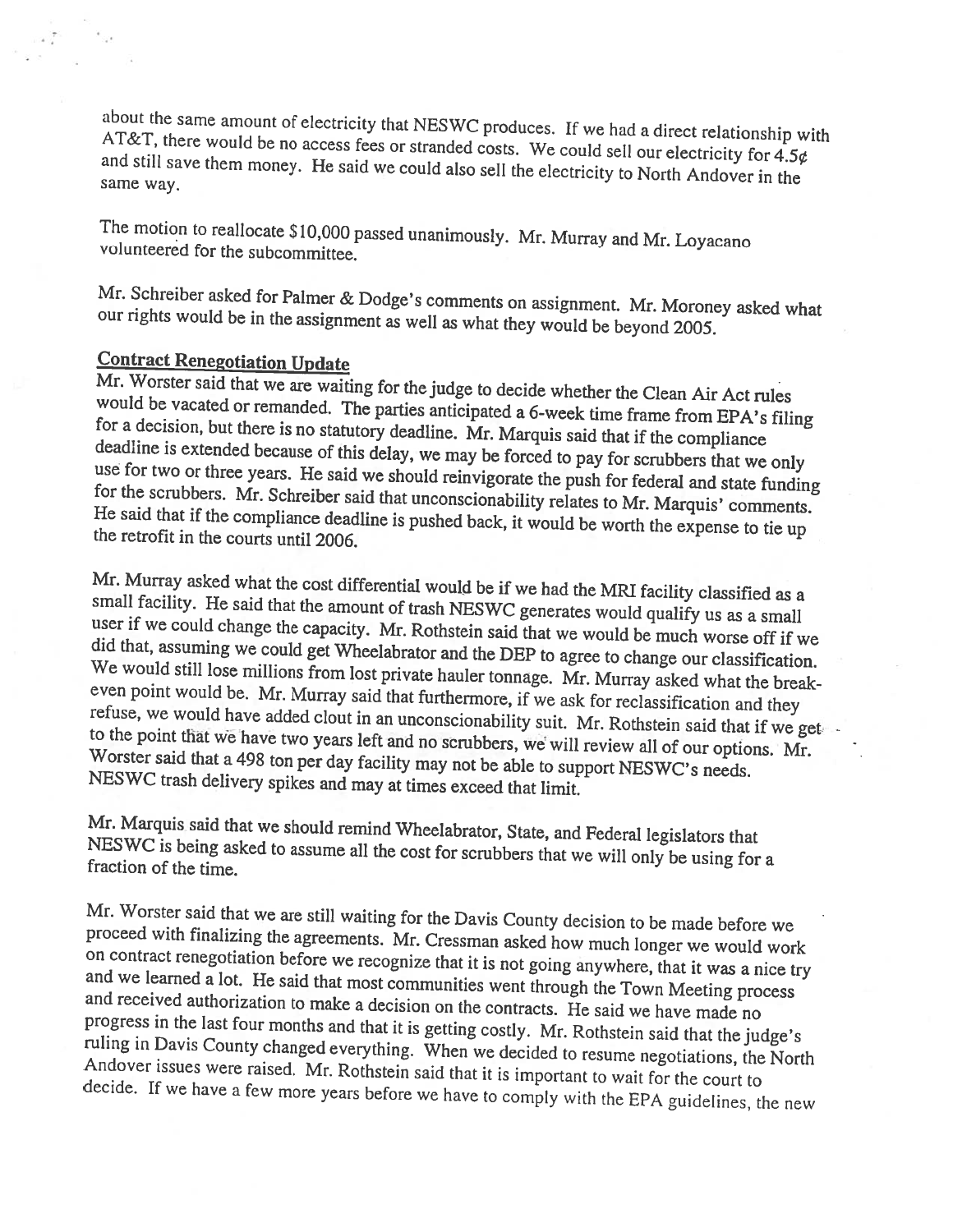about the same amount of electricity that NESWC produces. If we had a direct relationship with AT&T, there would be no access fees or stranded costs. We could sell our electricity for 4.5¢ and still save them money. He said we could also sell the electricity to North Andover in the same way.

The motion to reallocate $10,000 passed unanimously. Mr. Murray and Mr. Loyacano volunteered for the subcommittee.

Mr. Schreiber asked for Palmer & Dodge's comments on assignment. Mr. Moroney asked what our rights would be in the assignment as well as what they would be beyond 2005.

## Contract Renegotiation Update

Mr. Worster said that we are waiting for the judge to decide whether the Clean Air Act rules would be vacated or remanded. The parties anticipated a 6-week time frame from EPA's filing for a decision, but there is no statutory deadline. Mr. Marquis said that if the compliance deadline is extended because of this delay, we may be forced to pay for scrubbers that we only use for two or three years. He said we should reinvigorate the push for federal and state funding for the scrubbers. Mr. Schreiber said that unconscionability relates to Mr. Marquis' comments. He said that if the compliance deadline is pushed back, it would be worth the expense to tie up the retrofit in the courts until 2006.

Mr. Murray asked what the cost differential would be if we had the MRI facility classified as a small facility. He said that the amount of trash NESWC generates would qualify us as a small user if we could change the capacity. Mr. Rothstein said that we would be much worse off if we did that, assuming we could get Wheelabrator and the DEP to agree to change our classification. We would still lose millions from lost private hauler tonnage. Mr. Murray asked what the break-even point would be. Mr. Murray said that furthermore, if we ask for reclassification and they refuse, we would have added clout in an unconscionability suit. Mr. Rothstein said that if we get to the point that we have two years left and no scrubbers, we will review all of our options. Mr. Worster said that a 498 ton per day facility may not be able to support NESWC's needs. NESWC trash delivery spikes and may at times exceed that limit.

Mr. Marquis said that we should remind Wheelabrator, State, and Federal legislators that NESWC is being asked to assume all the cost for scrubbers that we will only be using for a fraction of the time.

Mr. Worster said that we are still waiting for the Davis County decision to be made before we proceed with finalizing the agreements. Mr. Cressman asked how much longer we would work on contract renegotiation before we recognize that it is not going anywhere, that it was a nice try and we learned a lot. He said that most communities went through the Town Meeting process and received authorization to make a decision on the contracts. He said we have made no progress in the last four months and that it is getting costly. Mr. Rothstein said that the judge's ruling in Davis County changed everything. When we decided to resume negotiations, the North Andover issues were raised. Mr. Rothstein said that it is important to wait for the court to decide. If we have a few more years before we have to comply with the EPA guidelines, the new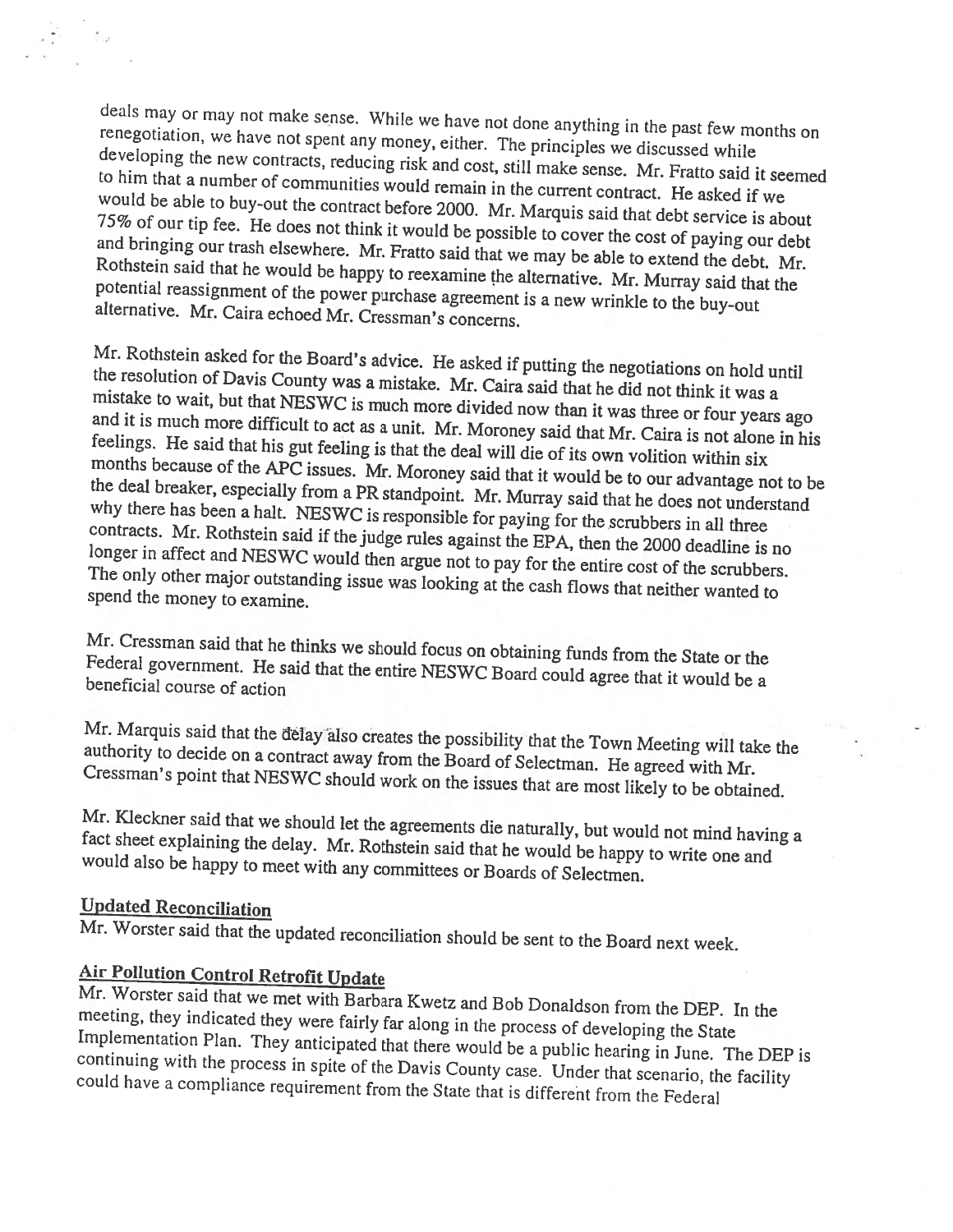deals may or may not make sense. While we have not done anything in the past few months on renegotiation, we have not spent any money, either. The principles we discussed while developing the new contracts, reducing risk and cost, still make sense. Mr. Fratto said it seemed to him that a number of communities would remain in the current contract. He asked if we would be able to buy-out the contract before 2000. Mr. Marquis said that debt service is about 75% of our tip fee. He does not think it would be possible to cover the cost of paying our debt and bringing our trash elsewhere. Mr. Fratto said that we may be able to extend the debt. Mr. Rothstein said that he would be happy to reexamine the alternative. Mr. Murray said that the potential reassignment of the power purchase agreement is a new wrinkle to the buy-out alternative. Mr. Caira echoed Mr. Cressman's concerns.

Mr. Rothstein asked for the Board's advice. He asked if putting the negotiations on hold until the resolution of Davis County was a mistake. Mr. Caira said that he did not think it was a mistake to wait, but that NESWC is much more divided now than it was three or four years ago and it is much more difficult to act as a unit. Mr. Moroney said that Mr. Caira is not alone in his feelings. He said that his gut feeling is that the deal will die of its own volition within six months because of the APC issues. Mr. Moroney said that it would be to our advantage not to be the deal breaker, especially from a PR standpoint. Mr. Murray said that he does not understand why there has been a halt. NESWC is responsible for paying for the scrubbers in all three contracts. Mr. Rothstein said if the judge rules against the EPA, then the 2000 deadline is no longer in affect and NESWC would then argue not to pay for the entire cost of the scrubbers. The only other major outstanding issue was looking at the cash flows that neither wanted to spend the money to examine.

Mr. Cressman said that he thinks we should focus on obtaining funds from the State or the Federal government. He said that the entire NESWC Board could agree that it would be a beneficial course of action

Mr. Marquis said that the delay also creates the possibility that the Town Meeting will take the authority to decide on a contract away from the Board of Selectman. He agreed with Mr. Cressman's point that NESWC should work on the issues that are most likely to be obtained.

Mr. Kleckner said that we should let the agreements die naturally, but would not mind having a fact sheet explaining the delay. Mr. Rothstein said that he would be happy to write one and would also be happy to meet with any committees or Boards of Selectmen.

## Updated Reconciliation

Mr. Worster said that the updated reconciliation should be sent to the Board next week.

## Air Pollution Control Retrofit Update

Mr. Worster said that we met with Barbara Kwetz and Bob Donaldson from the DEP. In the meeting, they indicated they were fairly far along in the process of developing the State Implementation Plan. They anticipated that there would be a public hearing in June. The DEP is continuing with the process in spite of the Davis County case. Under that scenario, the facility could have a compliance requirement from the State that is different from the Federal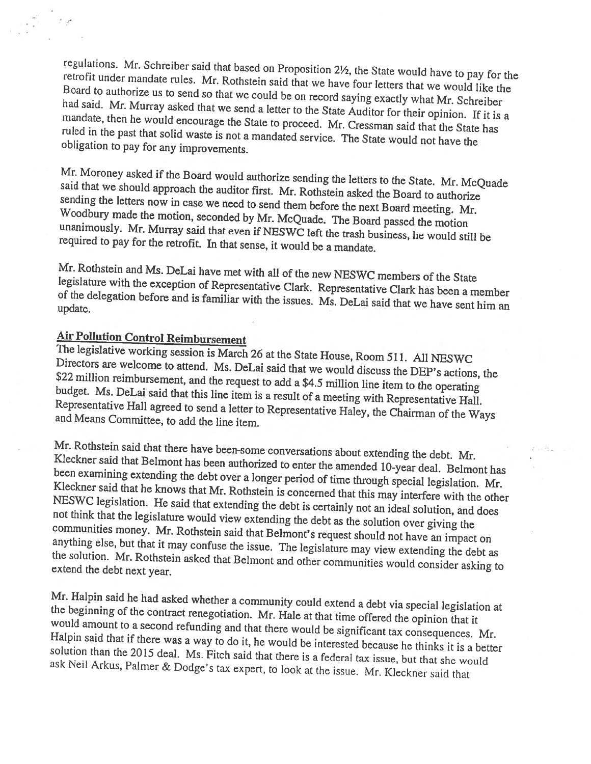regulations. Mr. Schreiber said that based on Proposition 2½, the State would have to pay for the retrofit under mandate rules. Mr. Rothstein said that we have four letters that we would like the Board to authorize us to send so that we could be on record saying exactly what Mr. Schreiber had said. Mr. Murray asked that we send a letter to the State Auditor for their opinion. If it is a mandate, then he would encourage the State to proceed. Mr. Cressman said that the State has ruled in the past that solid waste is not a mandated service. The State would not have the obligation to pay for any improvements.

Mr. Moroney asked if the Board would authorize sending the letters to the State. Mr. McQuade said that we should approach the auditor first. Mr. Rothstein asked the Board to authorize sending the letters now in case we need to send them before the next Board meeting. Mr. Woodbury made the motion, seconded by Mr. McQuade. The Board passed the motion unanimously. Mr. Murray said that even if NESWC left the trash business, he would still be required to pay for the retrofit. In that sense, it would be a mandate.

Mr. Rothstein and Ms. DeLai have met with all of the new NESWC members of the State legislature with the exception of Representative Clark. Representative Clark has been a member of the delegation before and is familiar with the issues. Ms. DeLai said that we have sent him an update.

## Air Pollution Control Reimbursement

The legislative working session is March 26 at the State House, Room 511. All NESWC Directors are welcome to attend. Ms. DeLai said that we would discuss the DEP's actions, the $22 million reimbursement, and the request to add a $4.5 million line item to the operating budget. Ms. DeLai said that this line item is a result of a meeting with Representative Hall. Representative Hall agreed to send a letter to Representative Haley, the Chairman of the Ways and Means Committee, to add the line item.

Mr. Rothstein said that there have been some conversations about extending the debt. Mr. Kleckner said that Belmont has been authorized to enter the amended 10-year deal. Belmont has been examining extending the debt over a longer period of time through special legislation. Mr. Kleckner said that he knows that Mr. Rothstein is concerned that this may interfere with the other NESWC legislation. He said that extending the debt is certainly not an ideal solution, and does not think that the legislature would view extending the debt as the solution over giving the communities money. Mr. Rothstein said that Belmont's request should not have an impact on anything else, but that it may confuse the issue. The legislature may view extending the debt as the solution. Mr. Rothstein asked that Belmont and other communities would consider asking to extend the debt next year.

Mr. Halpin said he had asked whether a community could extend a debt via special legislation at the beginning of the contract renegotiation. Mr. Hale at that time offered the opinion that it would amount to a second refunding and that there would be significant tax consequences. Mr. Halpin said that if there was a way to do it, he would be interested because he thinks it is a better solution than the 2015 deal. Ms. Fitch said that there is a federal tax issue, but that she would ask Neil Arkus, Palmer & Dodge's tax expert, to look at the issue. Mr. Kleckner said that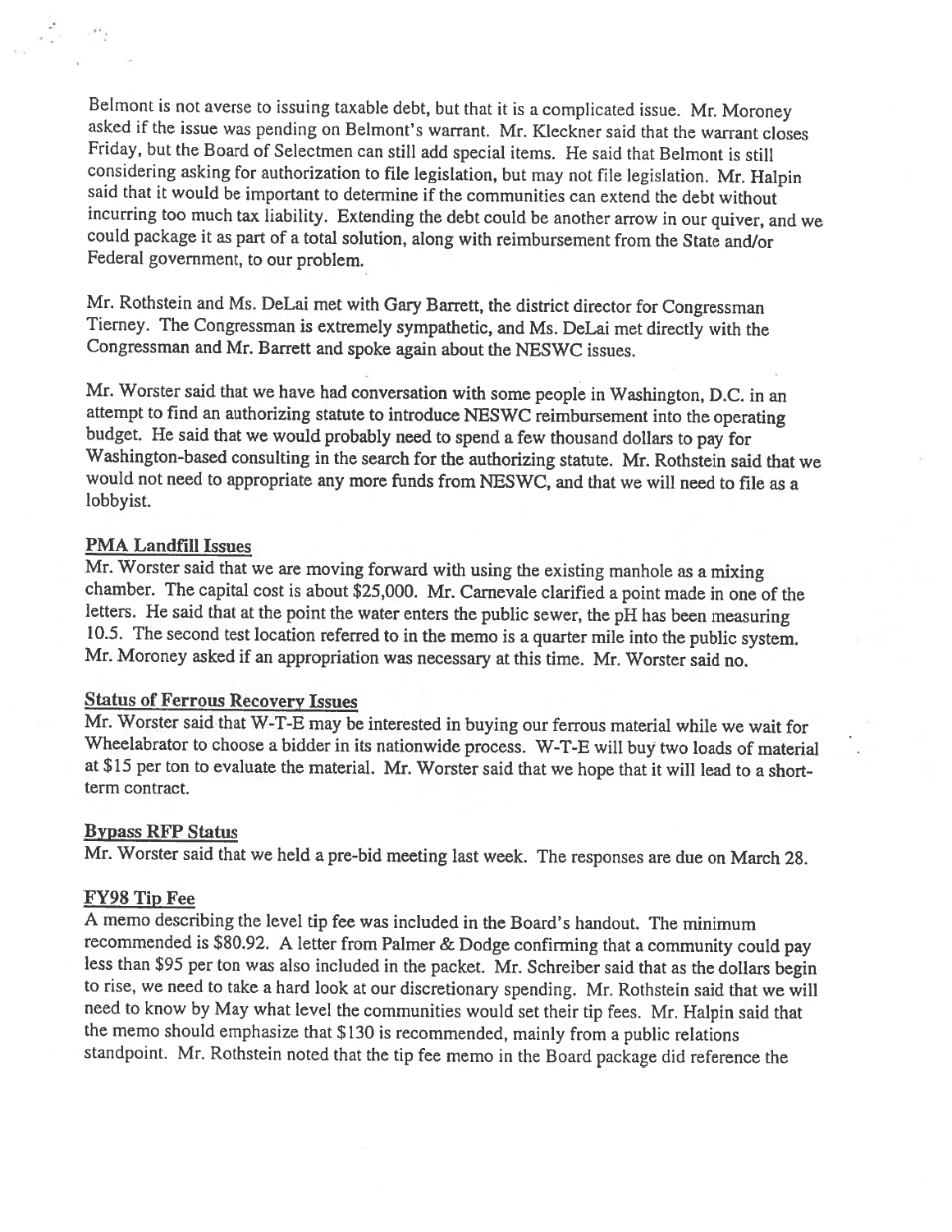Belmont is not averse to issuing taxable debt, but that it is a complicated issue. Mr. Moroney asked if the issue was pending on Belmont's warrant. Mr. Kleckner said that the warrant closes Friday, but the Board of Selectmen can still add special items. He said that Belmont is still considering asking for authorization to file legislation, but may not file legislation. Mr. Halpin said that it would be important to determine if the communities can extend the debt without incurring too much tax liability. Extending the debt could be another arrow in our quiver, and we could package it as part of a total solution, along with reimbursement from the State and/or Federal government, to our problem.

Mr. Rothstein and Ms. DeLai met with Gary Barrett, the district director for Congressman Tierney. The Congressman is extremely sympathetic, and Ms. DeLai met directly with the Congressman and Mr. Barrett and spoke again about the NESWC issues.

Mr. Worster said that we have had conversation with some people in Washington, D.C. in an attempt to find an authorizing statute to introduce NESWC reimbursement into the operating budget. He said that we would probably need to spend a few thousand dollars to pay for Washington-based consulting in the search for the authorizing statute. Mr. Rothstein said that we would not need to appropriate any more funds from NESWC, and that we will need to file as a lobbyist.

**PMA Landfill Issues**

Mr. Worster said that we are moving forward with using the existing manhole as a mixing chamber. The capital cost is about $25,000. Mr. Carnevale clarified a point made in one of the letters. He said that at the point the water enters the public sewer, the pH has been measuring 10.5. The second test location referred to in the memo is a quarter mile into the public system. Mr. Moroney asked if an appropriation was necessary at this time. Mr. Worster said no.

**Status of Ferrous Recovery Issues**

Mr. Worster said that W-T-E may be interested in buying our ferrous material while we wait for Wheelabrator to choose a bidder in its nationwide process. W-T-E will buy two loads of material at $15 per ton to evaluate the material. Mr. Worster said that we hope that it will lead to a short-term contract.

**Bypass RFP Status**

Mr. Worster said that we held a pre-bid meeting last week. The responses are due on March 28.

**FY98 Tip Fee**

A memo describing the level tip fee was included in the Board's handout. The minimum recommended is $80.92. A letter from Palmer & Dodge confirming that a community could pay less than $95 per ton was also included in the packet. Mr. Schreiber said that as the dollars begin to rise, we need to take a hard look at our discretionary spending. Mr. Rothstein said that we will need to know by May what level the communities would set their tip fees. Mr. Halpin said that the memo should emphasize that $130 is recommended, mainly from a public relations standpoint. Mr. Rothstein noted that the tip fee memo in the Board package did reference the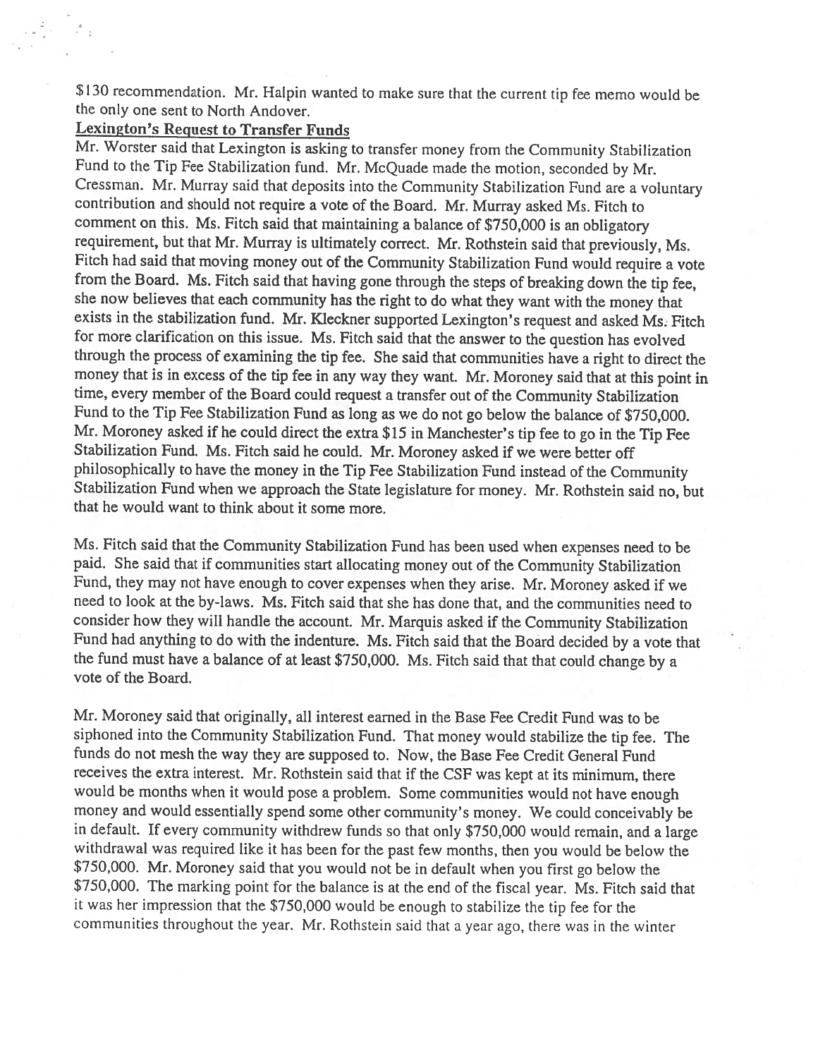$130 recommendation. Mr. Halpin wanted to make sure that the current tip fee memo would be the only one sent to North Andover.

**Lexington's Request to Transfer Funds**

Mr. Worster said that Lexington is asking to transfer money from the Community Stabilization Fund to the Tip Fee Stabilization fund. Mr. McQuade made the motion, seconded by Mr. Cressman. Mr. Murray said that deposits into the Community Stabilization Fund are a voluntary contribution and should not require a vote of the Board. Mr. Murray asked Ms. Fitch to comment on this. Ms. Fitch said that maintaining a balance of $750,000 is an obligatory requirement, but that Mr. Murray is ultimately correct. Mr. Rothstein said that previously, Ms. Fitch had said that moving money out of the Community Stabilization Fund would require a vote from the Board. Ms. Fitch said that having gone through the steps of breaking down the tip fee, she now believes that each community has the right to do what they want with the money that exists in the stabilization fund. Mr. Kleckner supported Lexington's request and asked Ms. Fitch for more clarification on this issue. Ms. Fitch said that the answer to the question has evolved through the process of examining the tip fee. She said that communities have a right to direct the money that is in excess of the tip fee in any way they want. Mr. Moroney said that at this point in time, every member of the Board could request a transfer out of the Community Stabilization Fund to the Tip Fee Stabilization Fund as long as we do not go below the balance of $750,000. Mr. Moroney asked if he could direct the extra $15 in Manchester's tip fee to go in the Tip Fee Stabilization Fund. Ms. Fitch said he could. Mr. Moroney asked if we were better off philosophically to have the money in the Tip Fee Stabilization Fund instead of the Community Stabilization Fund when we approach the State legislature for money. Mr. Rothstein said no, but that he would want to think about it some more.

Ms. Fitch said that the Community Stabilization Fund has been used when expenses need to be paid. She said that if communities start allocating money out of the Community Stabilization Fund, they may not have enough to cover expenses when they arise. Mr. Moroney asked if we need to look at the by-laws. Ms. Fitch said that she has done that, and the communities need to consider how they will handle the account. Mr. Marquis asked if the Community Stabilization Fund had anything to do with the indenture. Ms. Fitch said that the Board decided by a vote that the fund must have a balance of at least $750,000. Ms. Fitch said that that could change by a vote of the Board.

Mr. Moroney said that originally, all interest earned in the Base Fee Credit Fund was to be siphoned into the Community Stabilization Fund. That money would stabilize the tip fee. The funds do not mesh the way they are supposed to. Now, the Base Fee Credit General Fund receives the extra interest. Mr. Rothstein said that if the CSF was kept at its minimum, there would be months when it would pose a problem. Some communities would not have enough money and would essentially spend some other community's money. We could conceivably be in default. If every community withdrew funds so that only $750,000 would remain, and a large withdrawal was required like it has been for the past few months, then you would be below the $750,000. Mr. Moroney said that you would not be in default when you first go below the $750,000. The marking point for the balance is at the end of the fiscal year. Ms. Fitch said that it was her impression that the $750,000 would be enough to stabilize the tip fee for the communities throughout the year. Mr. Rothstein said that a year ago, there was in the winter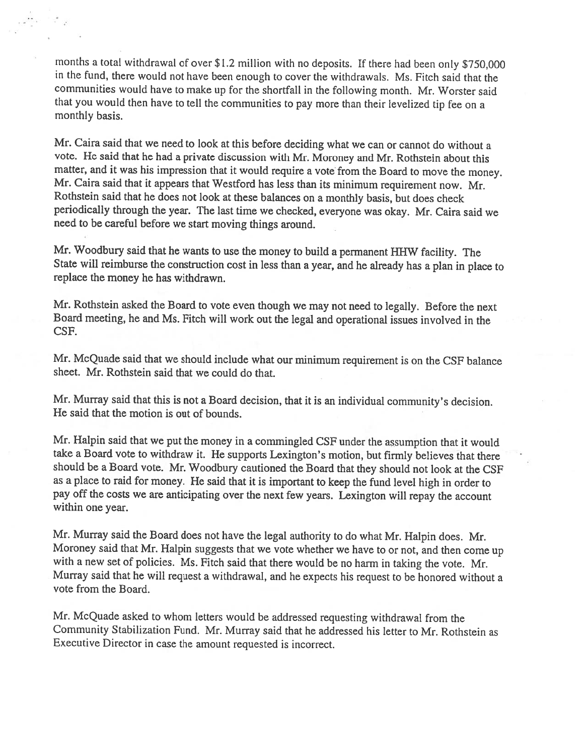months a total withdrawal of over $1.2 million with no deposits. If there had been only $750,000 in the fund, there would not have been enough to cover the withdrawals. Ms. Fitch said that the communities would have to make up for the shortfall in the following month. Mr. Worster said that you would then have to tell the communities to pay more than their levelized tip fee on a monthly basis.

Mr. Caira said that we need to look at this before deciding what we can or cannot do without a vote. He said that he had a private discussion with Mr. Moroney and Mr. Rothstein about this matter, and it was his impression that it would require a vote from the Board to move the money. Mr. Caira said that it appears that Westford has less than its minimum requirement now. Mr. Rothstein said that he does not look at these balances on a monthly basis, but does check periodically through the year. The last time we checked, everyone was okay. Mr. Caira said we need to be careful before we start moving things around.

Mr. Woodbury said that he wants to use the money to build a permanent HHW facility. The State will reimburse the construction cost in less than a year, and he already has a plan in place to replace the money he has withdrawn.

Mr. Rothstein asked the Board to vote even though we may not need to legally. Before the next Board meeting, he and Ms. Fitch will work out the legal and operational issues involved in the CSF.

Mr. McQuade said that we should include what our minimum requirement is on the CSF balance sheet. Mr. Rothstein said that we could do that.

Mr. Murray said that this is not a Board decision, that it is an individual community's decision. He said that the motion is out of bounds.

Mr. Halpin said that we put the money in a commingled CSF under the assumption that it would take a Board vote to withdraw it. He supports Lexington's motion, but firmly believes that there should be a Board vote. Mr. Woodbury cautioned the Board that they should not look at the CSF as a place to raid for money. He said that it is important to keep the fund level high in order to pay off the costs we are anticipating over the next few years. Lexington will repay the account within one year.

Mr. Murray said the Board does not have the legal authority to do what Mr. Halpin does. Mr. Moroney said that Mr. Halpin suggests that we vote whether we have to or not, and then come up with a new set of policies. Ms. Fitch said that there would be no harm in taking the vote. Mr. Murray said that he will request a withdrawal, and he expects his request to be honored without a vote from the Board.

Mr. McQuade asked to whom letters would be addressed requesting withdrawal from the Community Stabilization Fund. Mr. Murray said that he addressed his letter to Mr. Rothstein as Executive Director in case the amount requested is incorrect.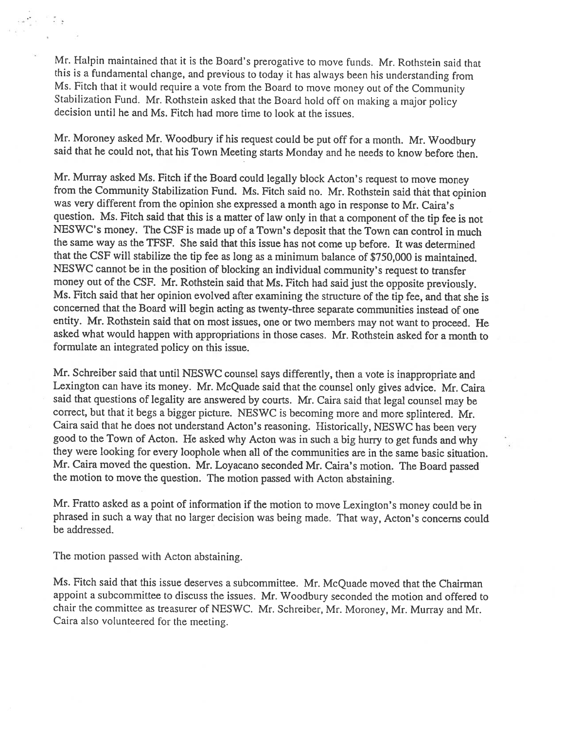Mr. Halpin maintained that it is the Board's prerogative to move funds. Mr. Rothstein said that this is a fundamental change, and previous to today it has always been his understanding from Ms. Fitch that it would require a vote from the Board to move money out of the Community Stabilization Fund. Mr. Rothstein asked that the Board hold off on making a major policy decision until he and Ms. Fitch had more time to look at the issues.

Mr. Moroney asked Mr. Woodbury if his request could be put off for a month. Mr. Woodbury said that he could not, that his Town Meeting starts Monday and he needs to know before then.

Mr. Murray asked Ms. Fitch if the Board could legally block Acton's request to move money from the Community Stabilization Fund. Ms. Fitch said no. Mr. Rothstein said that that opinion was very different from the opinion she expressed a month ago in response to Mr. Caira's question. Ms. Fitch said that this is a matter of law only in that a component of the tip fee is not NESWC's money. The CSF is made up of a Town's deposit that the Town can control in much the same way as the TFSF. She said that this issue has not come up before. It was determined that the CSF will stabilize the tip fee as long as a minimum balance of $750,000 is maintained. NESWC cannot be in the position of blocking an individual community's request to transfer money out of the CSF. Mr. Rothstein said that Ms. Fitch had said just the opposite previously. Ms. Fitch said that her opinion evolved after examining the structure of the tip fee, and that she is concerned that the Board will begin acting as twenty-three separate communities instead of one entity. Mr. Rothstein said that on most issues, one or two members may not want to proceed. He asked what would happen with appropriations in those cases. Mr. Rothstein asked for a month to formulate an integrated policy on this issue.

Mr. Schreiber said that until NESWC counsel says differently, then a vote is inappropriate and Lexington can have its money. Mr. McQuade said that the counsel only gives advice. Mr. Caira said that questions of legality are answered by courts. Mr. Caira said that legal counsel may be correct, but that it begs a bigger picture. NESWC is becoming more and more splintered. Mr. Caira said that he does not understand Acton's reasoning. Historically, NESWC has been very good to the Town of Acton. He asked why Acton was in such a big hurry to get funds and why they were looking for every loophole when all of the communities are in the same basic situation. Mr. Caira moved the question. Mr. Loyacano seconded Mr. Caira's motion. The Board passed the motion to move the question. The motion passed with Acton abstaining.

Mr. Fratto asked as a point of information if the motion to move Lexington's money could be in phrased in such a way that no larger decision was being made. That way, Acton's concerns could be addressed.

The motion passed with Acton abstaining.

Ms. Fitch said that this issue deserves a subcommittee. Mr. McQuade moved that the Chairman appoint a subcommittee to discuss the issues. Mr. Woodbury seconded the motion and offered to chair the committee as treasurer of NESWC. Mr. Schreiber, Mr. Moroney, Mr. Murray and Mr. Caira also volunteered for the meeting.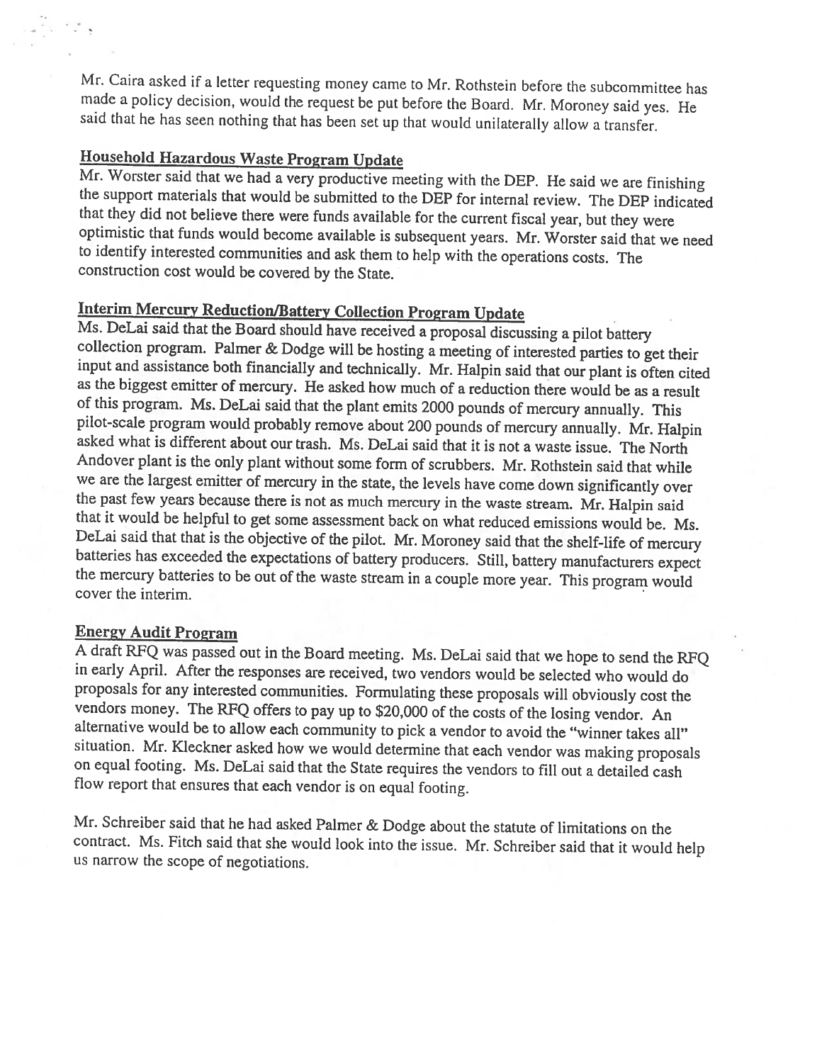Mr. Caira asked if a letter requesting money came to Mr. Rothstein before the subcommittee has made a policy decision, would the request be put before the Board. Mr. Moroney said yes. He said that he has seen nothing that has been set up that would unilaterally allow a transfer.

## Household Hazardous Waste Program Update

Mr. Worster said that we had a very productive meeting with the DEP. He said we are finishing the support materials that would be submitted to the DEP for internal review. The DEP indicated that they did not believe there were funds available for the current fiscal year, but they were optimistic that funds would become available is subsequent years. Mr. Worster said that we need to identify interested communities and ask them to help with the operations costs. The construction cost would be covered by the State.

## Interim Mercury Reduction/Battery Collection Program Update

Ms. DeLai said that the Board should have received a proposal discussing a pilot battery collection program. Palmer & Dodge will be hosting a meeting of interested parties to get their input and assistance both financially and technically. Mr. Halpin said that our plant is often cited as the biggest emitter of mercury. He asked how much of a reduction there would be as a result of this program. Ms. DeLai said that the plant emits 2000 pounds of mercury annually. This pilot-scale program would probably remove about 200 pounds of mercury annually. Mr. Halpin asked what is different about our trash. Ms. DeLai said that it is not a waste issue. The North Andover plant is the only plant without some form of scrubbers. Mr. Rothstein said that while we are the largest emitter of mercury in the state, the levels have come down significantly over the past few years because there is not as much mercury in the waste stream. Mr. Halpin said that it would be helpful to get some assessment back on what reduced emissions would be. Ms. DeLai said that that is the objective of the pilot. Mr. Moroney said that the shelf-life of mercury batteries has exceeded the expectations of battery producers. Still, battery manufacturers expect the mercury batteries to be out of the waste stream in a couple more year. This program would cover the interim.

## Energy Audit Program

A draft RFQ was passed out in the Board meeting. Ms. DeLai said that we hope to send the RFQ in early April. After the responses are received, two vendors would be selected who would do proposals for any interested communities. Formulating these proposals will obviously cost the vendors money. The RFQ offers to pay up to $20,000 of the costs of the losing vendor. An alternative would be to allow each community to pick a vendor to avoid the "winner takes all" situation. Mr. Kleckner asked how we would determine that each vendor was making proposals on equal footing. Ms. DeLai said that the State requires the vendors to fill out a detailed cash flow report that ensures that each vendor is on equal footing.

Mr. Schreiber said that he had asked Palmer & Dodge about the statute of limitations on the contract. Ms. Fitch said that she would look into the issue. Mr. Schreiber said that it would help us narrow the scope of negotiations.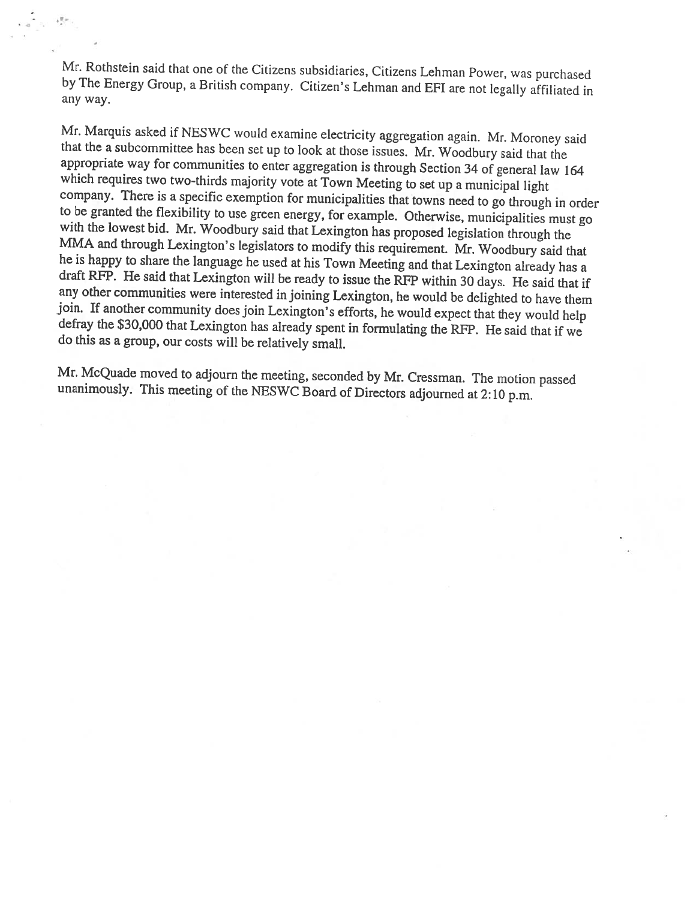Mr. Rothstein said that one of the Citizens subsidiaries, Citizens Lehman Power, was purchased by The Energy Group, a British company. Citizen's Lehman and EFI are not legally affiliated in any way.

Mr. Marquis asked if NESWC would examine electricity aggregation again. Mr. Moroney said that the a subcommittee has been set up to look at those issues. Mr. Woodbury said that the appropriate way for communities to enter aggregation is through Section 34 of general law 164 which requires two two-thirds majority vote at Town Meeting to set up a municipal light company. There is a specific exemption for municipalities that towns need to go through in order to be granted the flexibility to use green energy, for example. Otherwise, municipalities must go with the lowest bid. Mr. Woodbury said that Lexington has proposed legislation through the MMA and through Lexington's legislators to modify this requirement. Mr. Woodbury said that he is happy to share the language he used at his Town Meeting and that Lexington already has a draft RFP. He said that Lexington will be ready to issue the RFP within 30 days. He said that if any other communities were interested in joining Lexington, he would be delighted to have them join. If another community does join Lexington's efforts, he would expect that they would help defray the $30,000 that Lexington has already spent in formulating the RFP. He said that if we do this as a group, our costs will be relatively small.

Mr. McQuade moved to adjourn the meeting, seconded by Mr. Cressman. The motion passed unanimously. This meeting of the NESWC Board of Directors adjourned at 2:10 p.m.